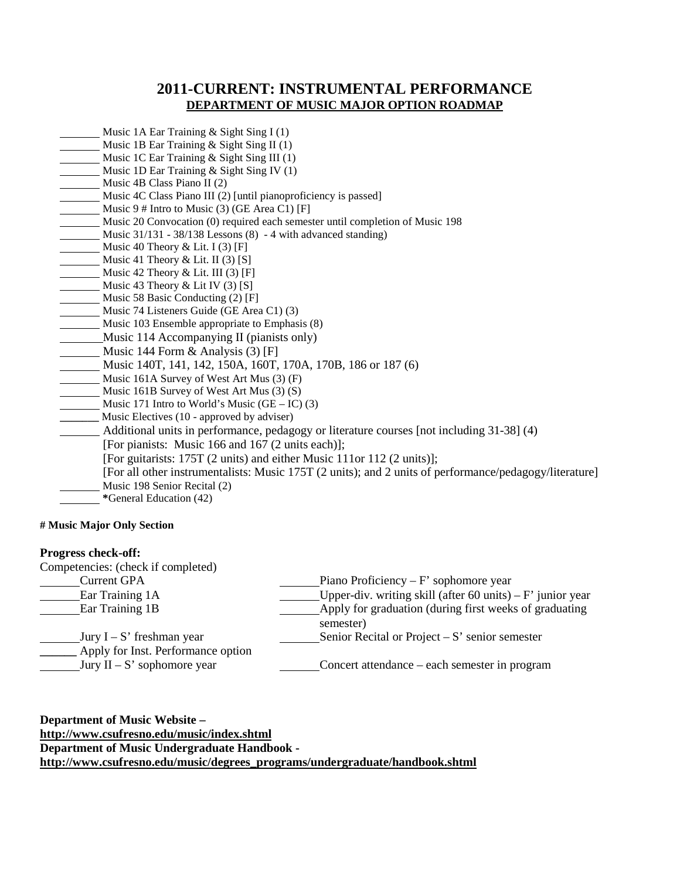# 2011-CURRENT: INSTRUMENTAL PERFORMANCE

## DEPARTMENT OF MUSIC MAJOR OPTION ROADMAP

- _______ Music 1A Ear Training & Sight Sing I (1)
- _______ Music 1B Ear Training & Sight Sing II (1)
- _______ Music 1C Ear Training & Sight Sing III (1)
- _______ Music 1D Ear Training & Sight Sing IV (1)
- _______ Music 4B Class Piano II (2)
- _______ Music 4C Class Piano III (2) [until pianoproficiency is passed]
- _______ Music 9 # Intro to Music (3) (GE Area C1) [F]
- _______ Music 20 Convocation (0) required each semester until completion of Music 198
- _______ Music 31/131 - 38/138 Lessons (8) - 4 with advanced standing)
- _______ Music 40 Theory & Lit. I (3) [F]
- _______ Music 41 Theory & Lit. II (3) [S]
- _______ Music 42 Theory & Lit. III (3) [F]
- _______ Music 43 Theory & Lit IV (3) [S]
- _______ Music 58 Basic Conducting (2) [F]
- _______ Music 74 Listeners Guide (GE Area C1) (3)
- _______ Music 103 Ensemble appropriate to Emphasis (8)
- _______ Music 114 Accompanying II (pianists only)
- _______ Music 144 Form & Analysis (3) [F]
- _______ Music 140T, 141, 142, 150A, 160T, 170A, 170B, 186 or 187 (6)
- _______ Music 161A Survey of West Art Mus (3) (F)
- _______ Music 161B Survey of West Art Mus (3) (S)
- _______ Music 171 Intro to World's Music (GE – IC) (3)
- _______ Music Electives (10 - approved by adviser)
- _______ Additional units in performance, pedagogy or literature courses [not including 31-38] (4)
  [For pianists: Music 166 and 167 (2 units each)];
  [For guitarists: 175T (2 units) and either Music 111or 112 (2 units)];
  [For all other instrumentalists: Music 175T (2 units); and 2 units of performance/pedagogy/literature]
- _______ Music 198 Senior Recital (2)
- _______ *General Education (42)

**# Music Major Only Section**

**Progress check-off:**

Competencies: (check if completed)

- _______ Current GPA
- _______ Ear Training 1A
- _______ Ear Training 1B
- _______ Jury I – S' freshman year
- _______ Apply for Inst. Performance option
- _______ Jury II – S' sophomore year
- _______ Piano Proficiency – F' sophomore year
- _______ Upper-div. writing skill (after 60 units) – F' junior year
- _______ Apply for graduation (during first weeks of graduating semester)
- _______ Senior Recital or Project – S' senior semester
- _______ Concert attendance – each semester in program

**Department of Music Website –**
**http://www.csufresno.edu/music/index.shtml**
**Department of Music Undergraduate Handbook -**
**http://www.csufresno.edu/music/degrees_programs/undergraduate/handbook.shtml**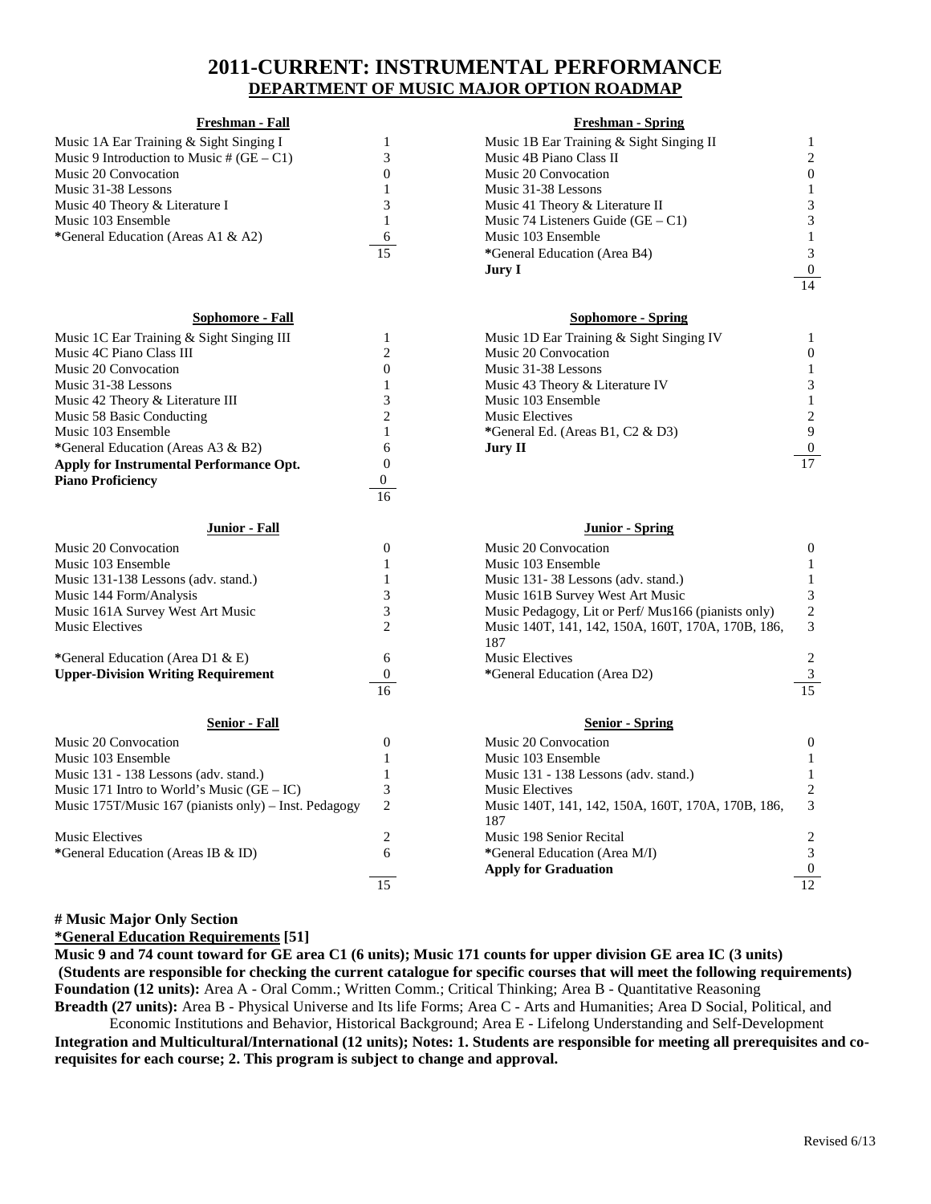# 2011-CURRENT: INSTRUMENTAL PERFORMANCE

## DEPARTMENT OF MUSIC MAJOR OPTION ROADMAP

| Freshman - Fall | | Freshman - Spring | |
|---|---|---|---|
| Music 1A Ear Training & Sight Singing I | 1 | Music 1B Ear Training & Sight Singing II | 1 |
| Music 9 Introduction to Music # (GE – C1) | 3 | Music 4B Piano Class II | 2 |
| Music 20 Convocation | 0 | Music 20 Convocation | 0 |
| Music 31-38 Lessons | 1 | Music 31-38 Lessons | 1 |
| Music 40 Theory & Literature I | 3 | Music 41 Theory & Literature II | 3 |
| Music 103 Ensemble | 1 | Music 74 Listeners Guide (GE – C1) | 3 |
| *General Education (Areas A1 & A2) | 6 | Music 103 Ensemble | 1 |
| | 15 | *General Education (Area B4) | 3 |
| | | **Jury I** | 0 |
| | | | 14 |

| Sophomore - Fall | | Sophomore - Spring | |
|---|---|---|---|
| Music 1C Ear Training & Sight Singing III | 1 | Music 1D Ear Training & Sight Singing IV | 1 |
| Music 4C Piano Class III | 2 | Music 20 Convocation | 0 |
| Music 20 Convocation | 0 | Music 31-38 Lessons | 1 |
| Music 31-38 Lessons | 1 | Music 43 Theory & Literature IV | 3 |
| Music 42 Theory & Literature III | 3 | Music 103 Ensemble | 1 |
| Music 58 Basic Conducting | 2 | Music Electives | 2 |
| Music 103 Ensemble | 1 | *General Ed. (Areas B1, C2 & D3) | 9 |
| *General Education (Areas A3 & B2) | 6 | **Jury II** | 0 |
| **Apply for Instrumental Performance Opt.** | 0 | | 17 |
| **Piano Proficiency** | 0 | | |
| | 16 | | |

| Junior - Fall | | Junior - Spring | |
|---|---|---|---|
| Music 20 Convocation | 0 | Music 20 Convocation | 0 |
| Music 103 Ensemble | 1 | Music 103 Ensemble | 1 |
| Music 131-138 Lessons (adv. stand.) | 1 | Music 131- 38 Lessons (adv. stand.) | 1 |
| Music 144 Form/Analysis | 3 | Music 161B Survey West Art Music | 3 |
| Music 161A Survey West Art Music | 3 | Music Pedagogy, Lit or Perf/ Mus166 (pianists only) | 2 |
| Music Electives | 2 | Music 140T, 141, 142, 150A, 160T, 170A, 170B, 186, 187 | 3 |
| *General Education (Area D1 & E) | 6 | Music Electives | 2 |
| **Upper-Division Writing Requirement** | 0 | *General Education (Area D2) | 3 |
| | 16 | | 15 |

| Senior - Fall | | Senior - Spring | |
|---|---|---|---|
| Music 20 Convocation | 0 | Music 20 Convocation | 0 |
| Music 103 Ensemble | 1 | Music 103 Ensemble | 1 |
| Music 131 - 138 Lessons (adv. stand.) | 1 | Music 131 - 138 Lessons (adv. stand.) | 1 |
| Music 171 Intro to World's Music (GE – IC) | 3 | Music Electives | 2 |
| Music 175T/Music 167 (pianists only) – Inst. Pedagogy | 2 | Music 140T, 141, 142, 150A, 160T, 170A, 170B, 186, 187 | 3 |
| Music Electives | 2 | Music 198 Senior Recital | 2 |
| *General Education (Areas IB & ID) | 6 | *General Education (Area M/I) | 3 |
| | | **Apply for Graduation** | 0 |
| | 15 | | 12 |

**# Music Major Only Section**

***General Education Requirements [51]***

**Music 9 and 74 count toward for GE area C1 (6 units); Music 171 counts for upper division GE area IC (3 units)**
**(Students are responsible for checking the current catalogue for specific courses that will meet the following requirements)**
**Foundation (12 units):** Area A - Oral Comm.; Written Comm.; Critical Thinking; Area B - Quantitative Reasoning
**Breadth (27 units):** Area B - Physical Universe and Its life Forms; Area C - Arts and Humanities; Area D Social, Political, and Economic Institutions and Behavior, Historical Background; Area E - Lifelong Understanding and Self-Development
**Integration and Multicultural/International (12 units); Notes: 1. Students are responsible for meeting all prerequisites and co-requisites for each course; 2. This program is subject to change and approval.**

Revised 6/13